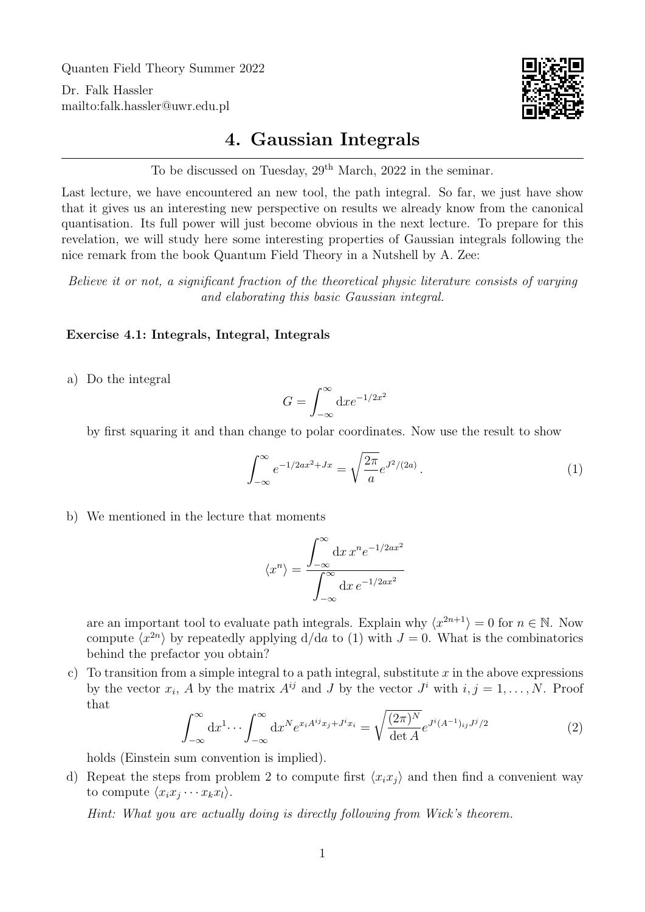Quanten Field Theory Summer 2022

Dr. Falk Hassler
mailto:falk.hassler@uwr.edu.pl

# 4. Gaussian Integrals

To be discussed on Tuesday, 29th March, 2022 in the seminar.

Last lecture, we have encountered an new tool, the path integral. So far, we just have show that it gives us an interesting new perspective on results we already know from the canonical quantisation. Its full power will just become obvious in the next lecture. To prepare for this revelation, we will study here some interesting properties of Gaussian integrals following the nice remark from the book Quantum Field Theory in a Nutshell by A. Zee:

*Believe it or not, a significant fraction of the theoretical physic literature consists of varying and elaborating this basic Gaussian integral.*

### Exercise 4.1: Integrals, Integral, Integrals

a) Do the integral

$$G = \int_{-\infty}^{\infty} \mathrm{d}x e^{-1/2x^2}$$

by first squaring it and than change to polar coordinates. Now use the result to show

$$\int_{-\infty}^{\infty} e^{-1/2ax^2+Jx} = \sqrt{\frac{2\pi}{a}} e^{J^2/(2a)} \,. \tag{1}$$

b) We mentioned in the lecture that moments

$$\langle x^n \rangle = \frac{\int_{-\infty}^{\infty} \mathrm{d}x\, x^n e^{-1/2ax^2}}{\int_{-\infty}^{\infty} \mathrm{d}x\, e^{-1/2ax^2}}$$

are an important tool to evaluate path integrals. Explain why $\langle x^{2n+1} \rangle = 0$ for $n \in \mathbb{N}$. Now compute $\langle x^{2n} \rangle$ by repeatedly applying $\mathrm{d}/\mathrm{d}a$ to (1) with $J = 0$. What is the combinatorics behind the prefactor you obtain?

c) To transition from a simple integral to a path integral, substitute $x$ in the above expressions by the vector $x_i$, $A$ by the matrix $A^{ij}$ and $J$ by the vector $J^i$ with $i, j = 1, \dots, N$. Proof that

$$\int_{-\infty}^{\infty} \mathrm{d}x^1 \cdots \int_{-\infty}^{\infty} \mathrm{d}x^N e^{x_i A^{ij} x_j + J^i x_i} = \sqrt{\frac{(2\pi)^N}{\det A}} e^{J^i (A^{-1})_{ij} J^j/2} \tag{2}$$

holds (Einstein sum convention is implied).

d) Repeat the steps from problem 2 to compute first $\langle x_i x_j \rangle$ and then find a convenient way to compute $\langle x_i x_j \cdots x_k x_l \rangle$.

*Hint: What you are actually doing is directly following from Wick's theorem.*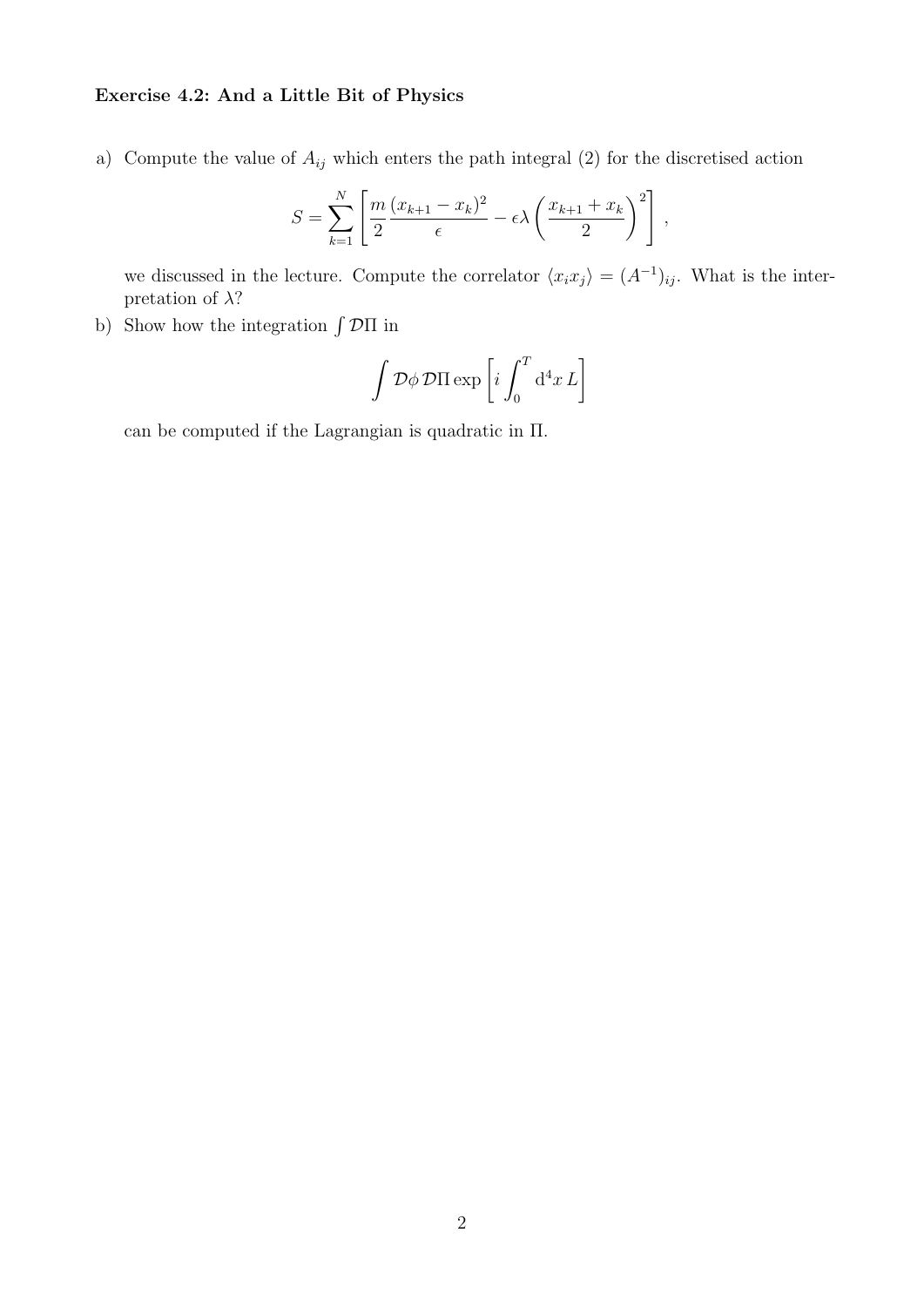**Exercise 4.2: And a Little Bit of Physics**

a) Compute the value of $A_{ij}$ which enters the path integral (2) for the discretised action

$$S = \sum_{k=1}^{N} \left[ \frac{m}{2} \frac{(x_{k+1} - x_k)^2}{\epsilon} - \epsilon \lambda \left( \frac{x_{k+1} + x_k}{2} \right)^2 \right] ,$$

we discussed in the lecture. Compute the correlator $\langle x_i x_j \rangle = (A^{-1})_{ij}$. What is the interpretation of $\lambda$?

b) Show how the integration $\int \mathcal{D}\Pi$ in

$$\int \mathcal{D}\phi \, \mathcal{D}\Pi \exp \left[ i \int_0^T \mathrm{d}^4x \, L \right]$$

can be computed if the Lagrangian is quadratic in $\Pi$.